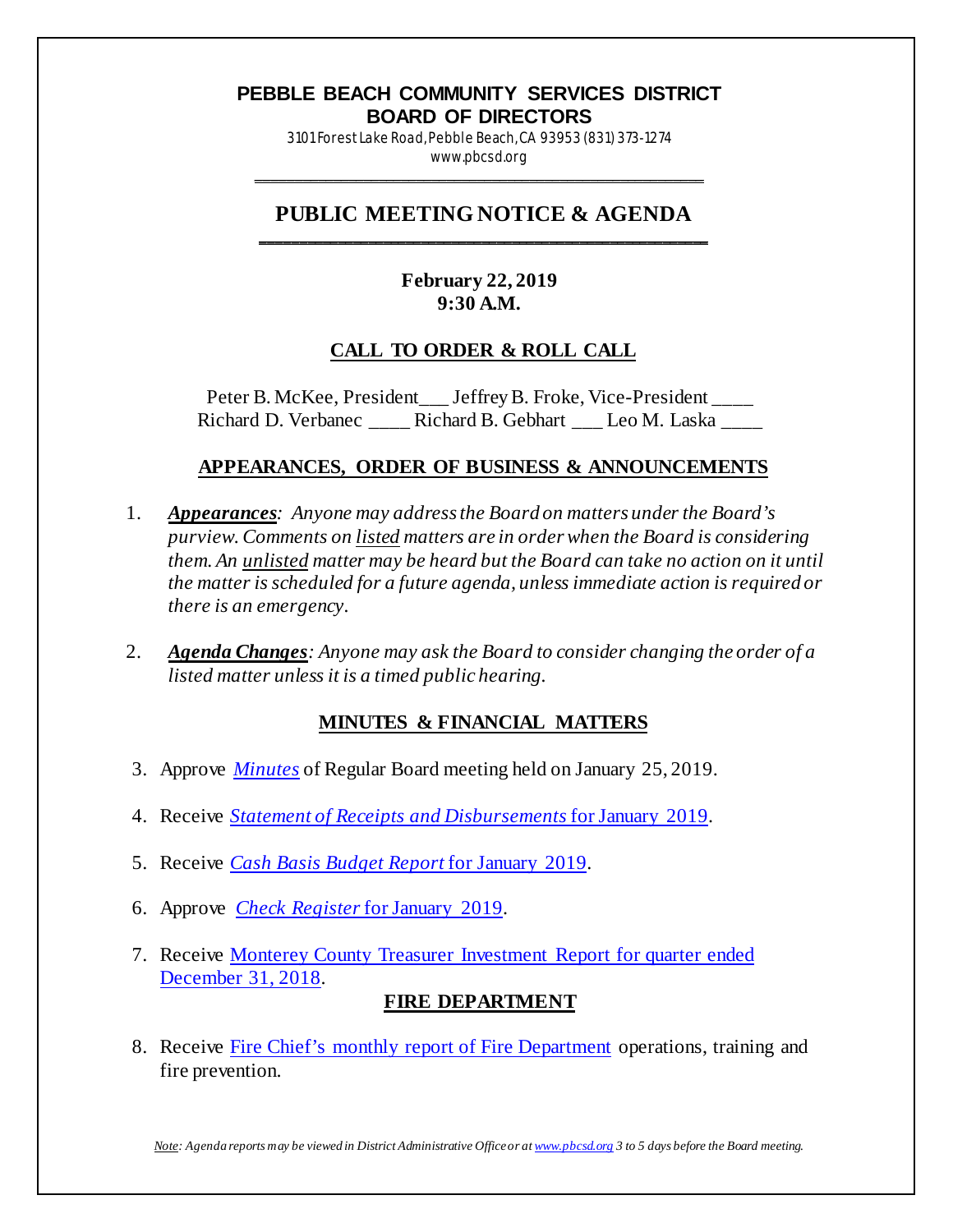# PEBBLE BEACH COMMUNITY SERVICES DISTRICT
## BOARD OF DIRECTORS

3101 Forest Lake Road, Pebble Beach, CA 93953 (831) 373-1274
www.pbcsd.org

---

## PUBLIC MEETING NOTICE & AGENDA

**February 22, 2019**
**9:30 A.M.**

### CALL TO ORDER & ROLL CALL

Peter B. McKee, President___ Jeffrey B. Froke, Vice-President ____
Richard D. Verbanec ____ Richard B. Gebhart ___ Leo M. Laska ____

### APPEARANCES, ORDER OF BUSINESS & ANNOUNCEMENTS

1. ***Appearances**: Anyone may address the Board on matters under the Board's purview. Comments on listed matters are in order when the Board is considering them. An unlisted matter may be heard but the Board can take no action on it until the matter is scheduled for a future agenda, unless immediate action is required or there is an emergency.*

2. ***Agenda Changes**: Anyone may ask the Board to consider changing the order of a listed matter unless it is a timed public hearing.*

### MINUTES & FINANCIAL MATTERS

3. Approve *Minutes* of Regular Board meeting held on January 25, 2019.
4. Receive *Statement of Receipts and Disbursements* for January 2019.
5. Receive *Cash Basis Budget Report* for January 2019.
6. Approve *Check Register* for January 2019.
7. Receive Monterey County Treasurer Investment Report for quarter ended December 31, 2018.

### FIRE DEPARTMENT

8. Receive Fire Chief's monthly report of Fire Department operations, training and fire prevention.

*Note: Agenda reports may be viewed in District Administrative Office or at www.pbcsd.org 3 to 5 days before the Board meeting.*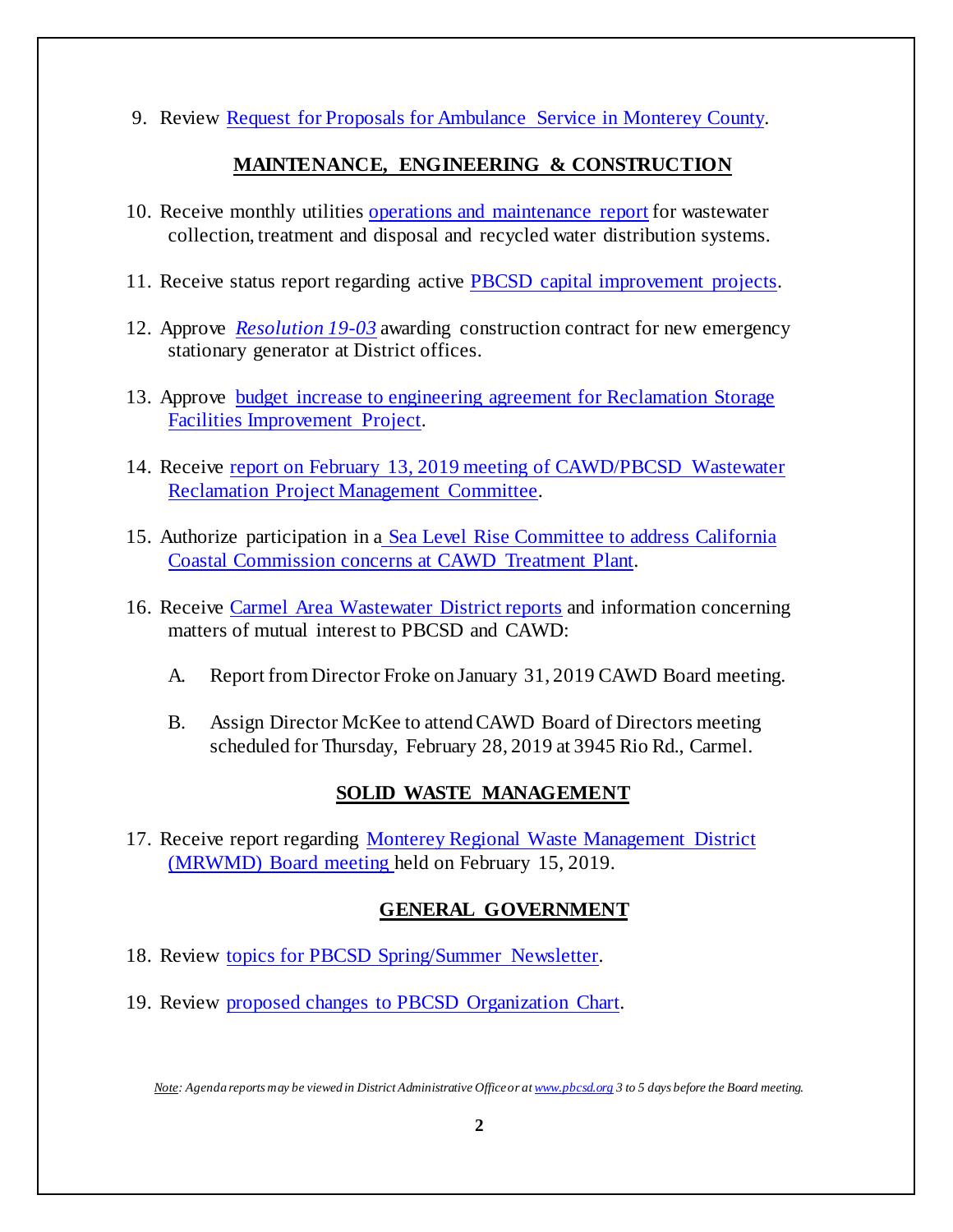9. Review Request for Proposals for Ambulance Service in Monterey County.

## MAINTENANCE, ENGINEERING & CONSTRUCTION

10. Receive monthly utilities operations and maintenance report for wastewater collection, treatment and disposal and recycled water distribution systems.

11. Receive status report regarding active PBCSD capital improvement projects.

12. Approve *Resolution 19-03* awarding construction contract for new emergency stationary generator at District offices.

13. Approve budget increase to engineering agreement for Reclamation Storage Facilities Improvement Project.

14. Receive report on February 13, 2019 meeting of CAWD/PBCSD Wastewater Reclamation Project Management Committee.

15. Authorize participation in a Sea Level Rise Committee to address California Coastal Commission concerns at CAWD Treatment Plant.

16. Receive Carmel Area Wastewater District reports and information concerning matters of mutual interest to PBCSD and CAWD:

    A. Report from Director Froke on January 31, 2019 CAWD Board meeting.

    B. Assign Director McKee to attend CAWD Board of Directors meeting scheduled for Thursday, February 28, 2019 at 3945 Rio Rd., Carmel.

## SOLID WASTE MANAGEMENT

17. Receive report regarding Monterey Regional Waste Management District (MRWMD) Board meeting held on February 15, 2019.

## GENERAL GOVERNMENT

18. Review topics for PBCSD Spring/Summer Newsletter.

19. Review proposed changes to PBCSD Organization Chart.

*Note: Agenda reports may be viewed in District Administrative Office or at www.pbcsd.org 3 to 5 days before the Board meeting.*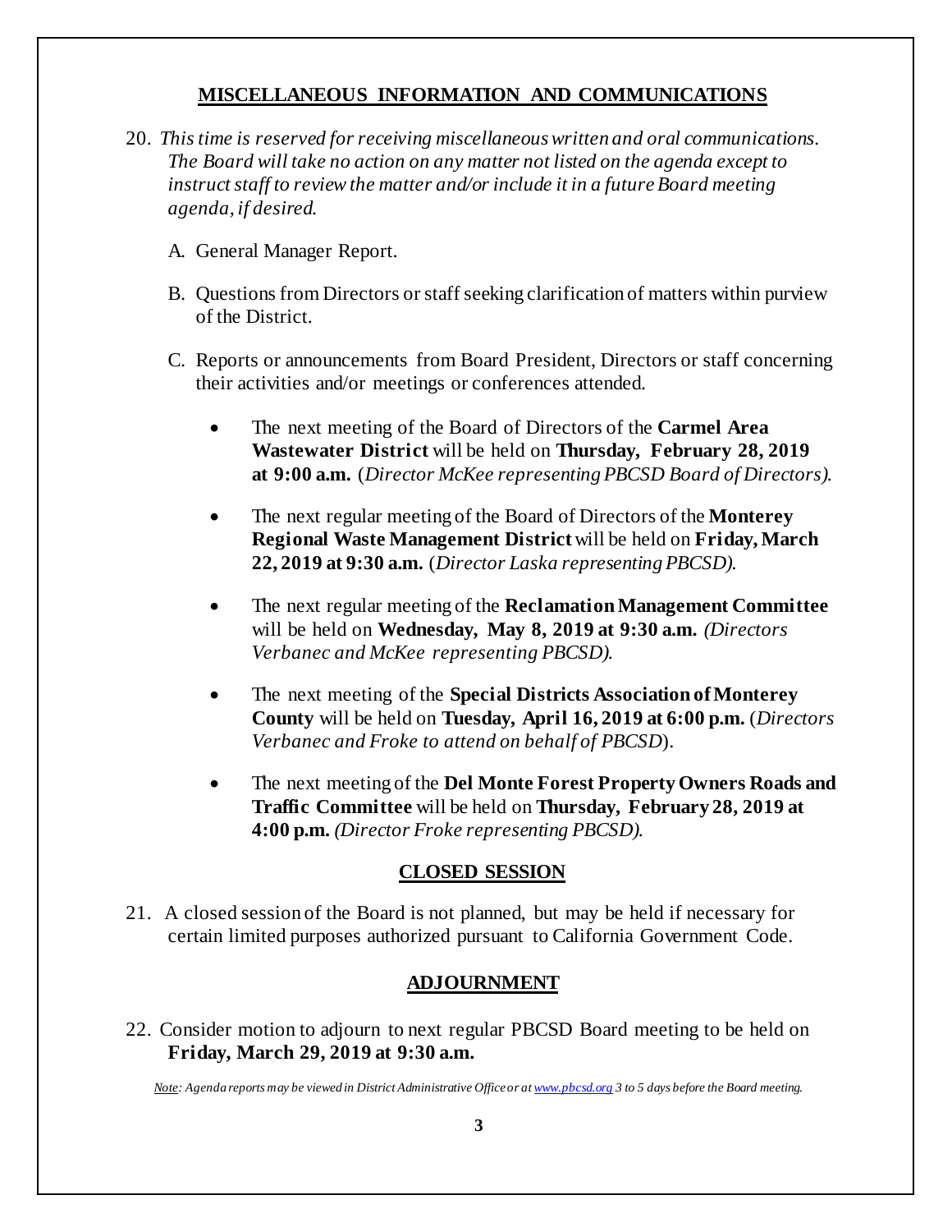## MISCELLANEOUS INFORMATION AND COMMUNICATIONS

20. *This time is reserved for receiving miscellaneous written and oral communications. The Board will take no action on any matter not listed on the agenda except to instruct staff to review the matter and/or include it in a future Board meeting agenda, if desired.*

    A. General Manager Report.

    B. Questions from Directors or staff seeking clarification of matters within purview of the District.

    C. Reports or announcements from Board President, Directors or staff concerning their activities and/or meetings or conferences attended.

    - The next meeting of the Board of Directors of the **Carmel Area Wastewater District** will be held on **Thursday, February 28, 2019 at 9:00 a.m.** (*Director McKee representing PBCSD Board of Directors).*

    - The next regular meeting of the Board of Directors of the **Monterey Regional Waste Management District** will be held on **Friday, March 22, 2019 at 9:30 a.m.** (*Director Laska representing PBCSD).*

    - The next regular meeting of the **Reclamation Management Committee** will be held on **Wednesday, May 8, 2019 at 9:30 a.m.** *(Directors Verbanec and McKee representing PBCSD).*

    - The next meeting of the **Special Districts Association of Monterey County** will be held on **Tuesday, April 16, 2019 at 6:00 p.m.** (*Directors Verbanec and Froke to attend on behalf of PBCSD*).

    - The next meeting of the **Del Monte Forest Property Owners Roads and Traffic Committee** will be held on **Thursday, February 28, 2019 at 4:00 p.m.** *(Director Froke representing PBCSD).*

## CLOSED SESSION

21. A closed session of the Board is not planned, but may be held if necessary for certain limited purposes authorized pursuant to California Government Code.

## ADJOURNMENT

22. Consider motion to adjourn to next regular PBCSD Board meeting to be held on **Friday, March 29, 2019 at 9:30 a.m.**

*Note: Agenda reports may be viewed in District Administrative Office or at www.pbcsd.org 3 to 5 days before the Board meeting.*